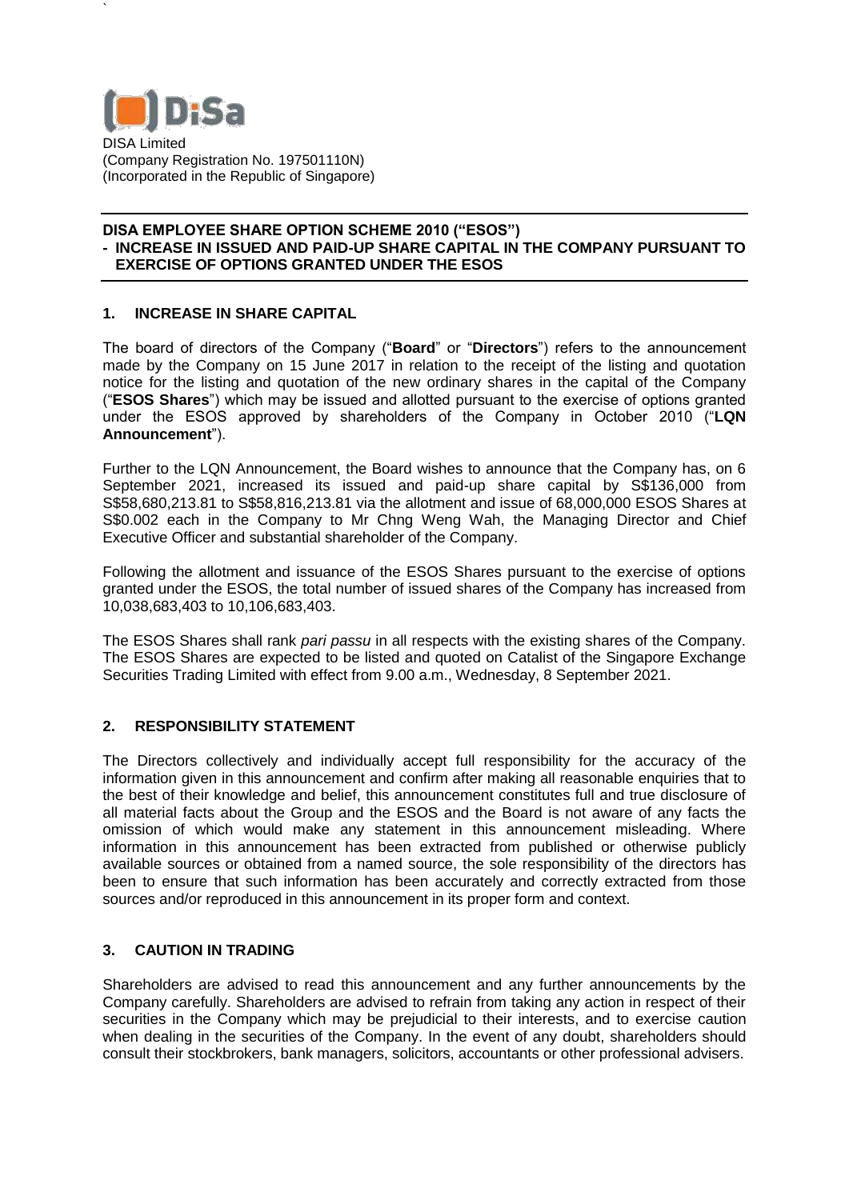DISA Limited
(Company Registration No. 197501110N)
(Incorporated in the Republic of Singapore)

---

**DISA EMPLOYEE SHARE OPTION SCHEME 2010 ("ESOS")**
**- INCREASE IN ISSUED AND PAID-UP SHARE CAPITAL IN THE COMPANY PURSUANT TO EXERCISE OF OPTIONS GRANTED UNDER THE ESOS**

---

## 1. INCREASE IN SHARE CAPITAL

The board of directors of the Company ("**Board**" or "**Directors**") refers to the announcement made by the Company on 15 June 2017 in relation to the receipt of the listing and quotation notice for the listing and quotation of the new ordinary shares in the capital of the Company ("**ESOS Shares**") which may be issued and allotted pursuant to the exercise of options granted under the ESOS approved by shareholders of the Company in October 2010 ("**LQN Announcement**").

Further to the LQN Announcement, the Board wishes to announce that the Company has, on 6 September 2021, increased its issued and paid-up share capital by S$136,000 from S$58,680,213.81 to S$58,816,213.81 via the allotment and issue of 68,000,000 ESOS Shares at S$0.002 each in the Company to Mr Chng Weng Wah, the Managing Director and Chief Executive Officer and substantial shareholder of the Company.

Following the allotment and issuance of the ESOS Shares pursuant to the exercise of options granted under the ESOS, the total number of issued shares of the Company has increased from 10,038,683,403 to 10,106,683,403.

The ESOS Shares shall rank *pari passu* in all respects with the existing shares of the Company. The ESOS Shares are expected to be listed and quoted on Catalist of the Singapore Exchange Securities Trading Limited with effect from 9.00 a.m., Wednesday, 8 September 2021.

## 2. RESPONSIBILITY STATEMENT

The Directors collectively and individually accept full responsibility for the accuracy of the information given in this announcement and confirm after making all reasonable enquiries that to the best of their knowledge and belief, this announcement constitutes full and true disclosure of all material facts about the Group and the ESOS and the Board is not aware of any facts the omission of which would make any statement in this announcement misleading. Where information in this announcement has been extracted from published or otherwise publicly available sources or obtained from a named source, the sole responsibility of the directors has been to ensure that such information has been accurately and correctly extracted from those sources and/or reproduced in this announcement in its proper form and context.

## 3. CAUTION IN TRADING

Shareholders are advised to read this announcement and any further announcements by the Company carefully. Shareholders are advised to refrain from taking any action in respect of their securities in the Company which may be prejudicial to their interests, and to exercise caution when dealing in the securities of the Company. In the event of any doubt, shareholders should consult their stockbrokers, bank managers, solicitors, accountants or other professional advisers.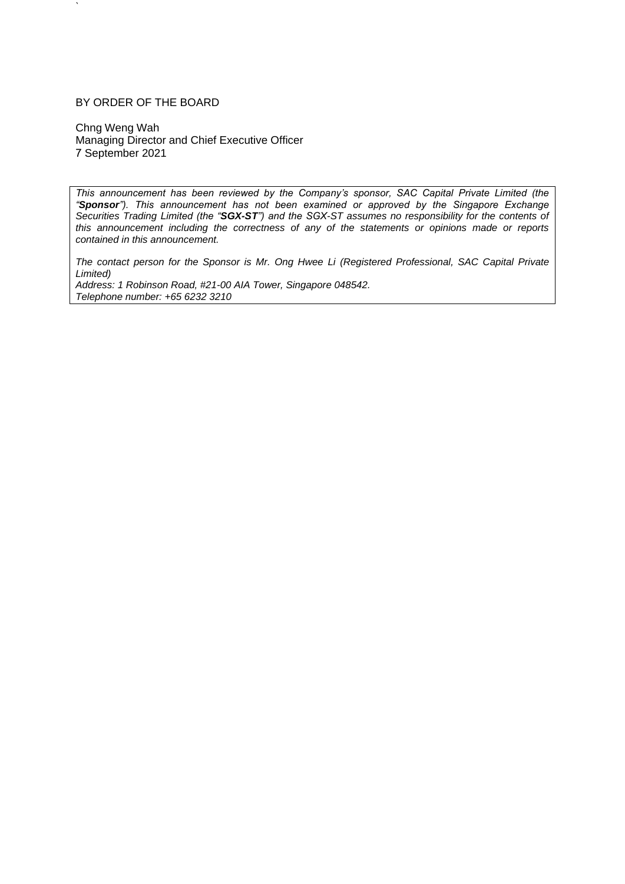BY ORDER OF THE BOARD

Chng Weng Wah
Managing Director and Chief Executive Officer
7 September 2021

*This announcement has been reviewed by the Company's sponsor, SAC Capital Private Limited (the "**Sponsor**"). This announcement has not been examined or approved by the Singapore Exchange Securities Trading Limited (the "**SGX-ST**") and the SGX-ST assumes no responsibility for the contents of this announcement including the correctness of any of the statements or opinions made or reports contained in this announcement.*

*The contact person for the Sponsor is Mr. Ong Hwee Li (Registered Professional, SAC Capital Private Limited)*
*Address: 1 Robinson Road, #21-00 AIA Tower, Singapore 048542.*
*Telephone number: +65 6232 3210*